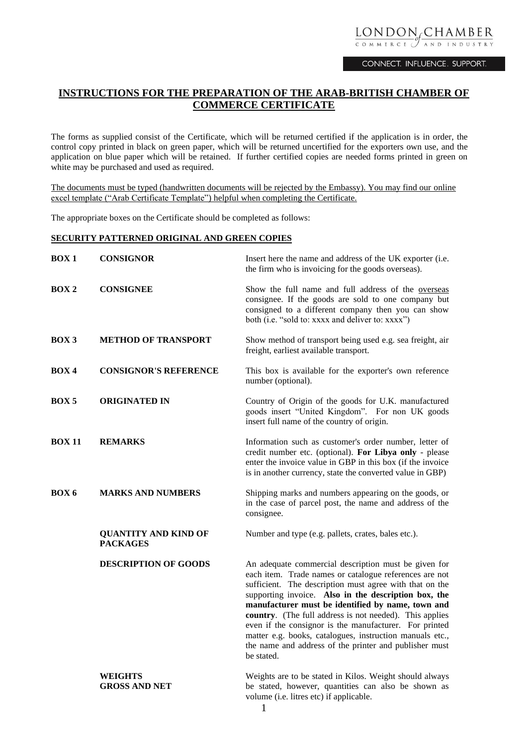LONDON CHAMBER of COMMERCE AND INDUSTRY

CONNECT. INFLUENCE. SUPPORT.

# INSTRUCTIONS FOR THE PREPARATION OF THE ARAB-BRITISH CHAMBER OF COMMERCE CERTIFICATE

The forms as supplied consist of the Certificate, which will be returned certified if the application is in order, the control copy printed in black on green paper, which will be returned uncertified for the exporters own use, and the application on blue paper which will be retained. If further certified copies are needed forms printed in green on white may be purchased and used as required.

The documents must be typed (handwritten documents will be rejected by the Embassy). You may find our online excel template ("Arab Certificate Template") helpful when completing the Certificate.

The appropriate boxes on the Certificate should be completed as follows:

## SECURITY PATTERNED ORIGINAL AND GREEN COPIES

| | | |
|---|---|---|
| **BOX 1** | **CONSIGNOR** | Insert here the name and address of the UK exporter (i.e. the firm who is invoicing for the goods overseas). |
| **BOX 2** | **CONSIGNEE** | Show the full name and full address of the overseas consignee. If the goods are sold to one company but consigned to a different company then you can show both (i.e. "sold to: xxxx and deliver to: xxxx") |
| **BOX 3** | **METHOD OF TRANSPORT** | Show method of transport being used e.g. sea freight, air freight, earliest available transport. |
| **BOX 4** | **CONSIGNOR'S REFERENCE** | This box is available for the exporter's own reference number (optional). |
| **BOX 5** | **ORIGINATED IN** | Country of Origin of the goods for U.K. manufactured goods insert "United Kingdom". For non UK goods insert full name of the country of origin. |
| **BOX 11** | **REMARKS** | Information such as customer's order number, letter of credit number etc. (optional). **For Libya only** - please enter the invoice value in GBP in this box (if the invoice is in another currency, state the converted value in GBP) |
| **BOX 6** | **MARKS AND NUMBERS** | Shipping marks and numbers appearing on the goods, or in the case of parcel post, the name and address of the consignee. |
| | **QUANTITY AND KIND OF PACKAGES** | Number and type (e.g. pallets, crates, bales etc.). |
| | **DESCRIPTION OF GOODS** | An adequate commercial description must be given for each item. Trade names or catalogue references are not sufficient. The description must agree with that on the supporting invoice. **Also in the description box, the manufacturer must be identified by name, town and country**. (The full address is not needed). This applies even if the consignor is the manufacturer. For printed matter e.g. books, catalogues, instruction manuals etc., the name and address of the printer and publisher must be stated. |
| | **WEIGHTS GROSS AND NET** | Weights are to be stated in Kilos. Weight should always be stated, however, quantities can also be shown as volume (i.e. litres etc) if applicable. |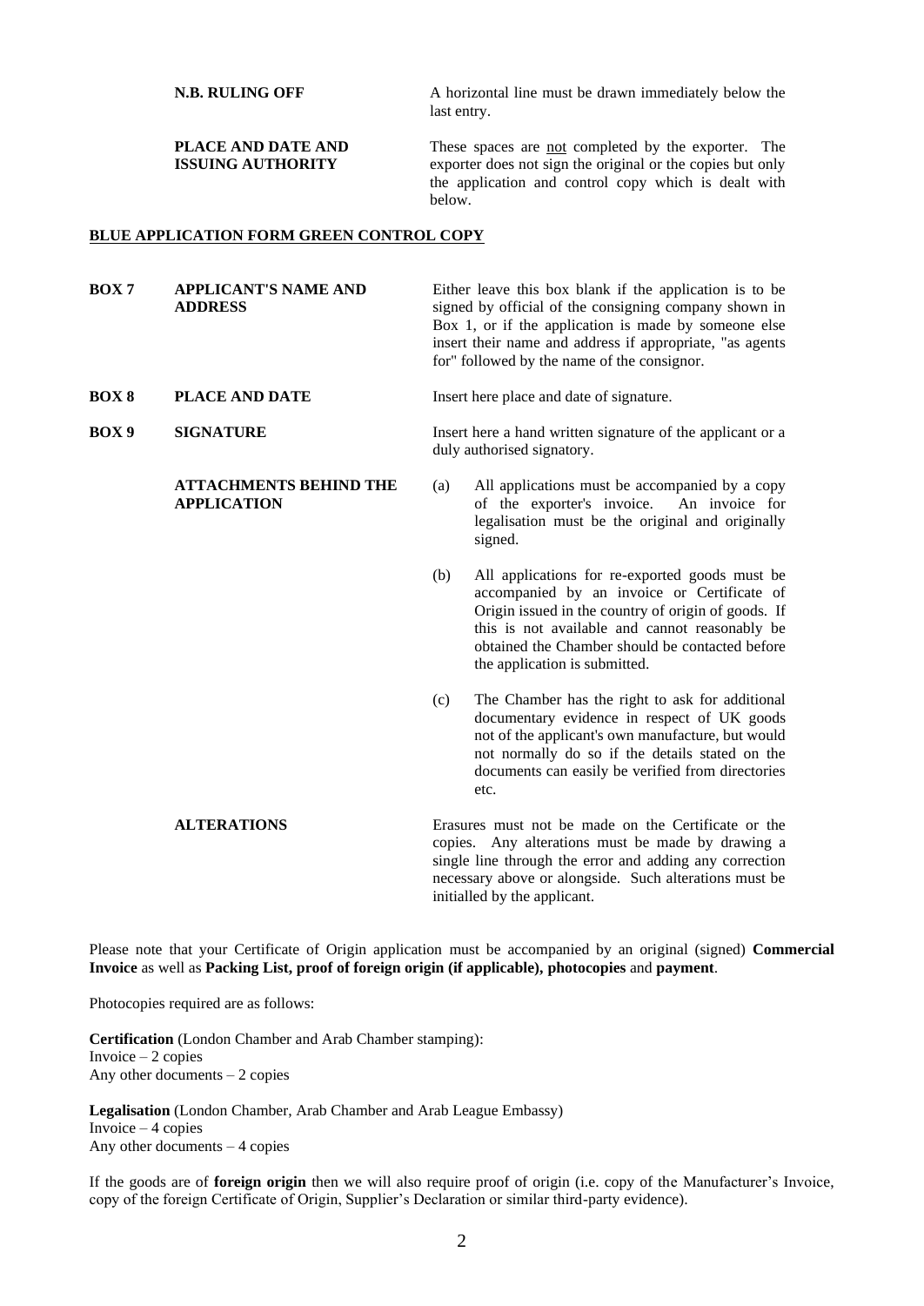**N.B. RULING OFF** A horizontal line must be drawn immediately below the last entry.

**PLACE AND DATE AND ISSUING AUTHORITY** These spaces are <u>not</u> completed by the exporter. The exporter does not sign the original or the copies but only the application and control copy which is dealt with below.

## BLUE APPLICATION FORM GREEN CONTROL COPY

**BOX 7** **APPLICANT'S NAME AND ADDRESS** Either leave this box blank if the application is to be signed by official of the consigning company shown in Box 1, or if the application is made by someone else insert their name and address if appropriate, "as agents for" followed by the name of the consignor.

**BOX 8** **PLACE AND DATE** Insert here place and date of signature.

**BOX 9** **SIGNATURE** Insert here a hand written signature of the applicant or a duly authorised signatory.

**ATTACHMENTS BEHIND THE APPLICATION**

(a) All applications must be accompanied by a copy of the exporter's invoice. An invoice for legalisation must be the original and originally signed.

(b) All applications for re-exported goods must be accompanied by an invoice or Certificate of Origin issued in the country of origin of goods. If this is not available and cannot reasonably be obtained the Chamber should be contacted before the application is submitted.

(c) The Chamber has the right to ask for additional documentary evidence in respect of UK goods not of the applicant's own manufacture, but would not normally do so if the details stated on the documents can easily be verified from directories etc.

**ALTERATIONS** Erasures must not be made on the Certificate or the copies. Any alterations must be made by drawing a single line through the error and adding any correction necessary above or alongside. Such alterations must be initialled by the applicant.

Please note that your Certificate of Origin application must be accompanied by an original (signed) **Commercial Invoice** as well as **Packing List, proof of foreign origin (if applicable), photocopies** and **payment**.

Photocopies required are as follows:

**Certification** (London Chamber and Arab Chamber stamping):
Invoice – 2 copies
Any other documents – 2 copies

**Legalisation** (London Chamber, Arab Chamber and Arab League Embassy)
Invoice – 4 copies
Any other documents – 4 copies

If the goods are of **foreign origin** then we will also require proof of origin (i.e. copy of the Manufacturer's Invoice, copy of the foreign Certificate of Origin, Supplier's Declaration or similar third-party evidence).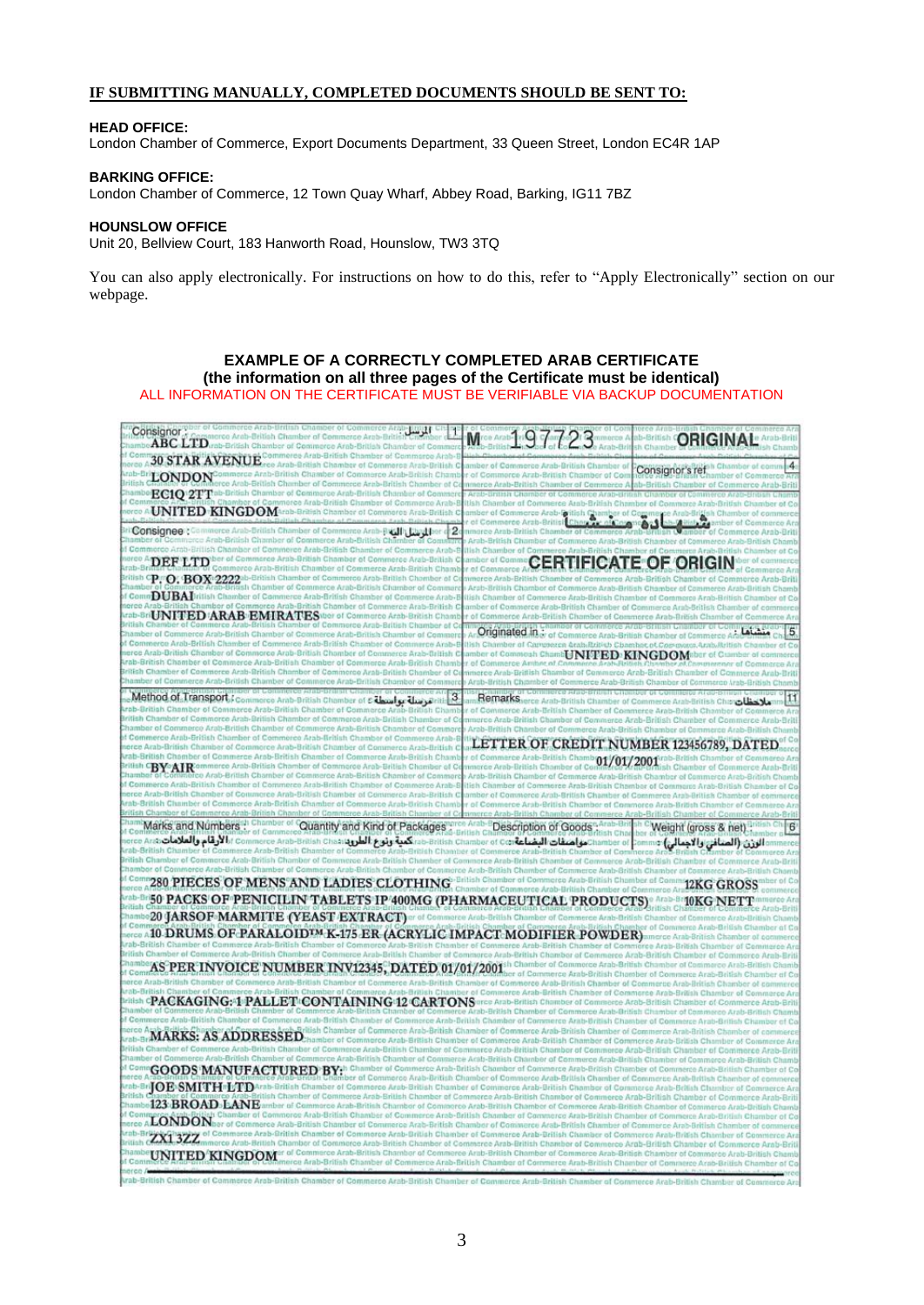**IF SUBMITTING MANUALLY, COMPLETED DOCUMENTS SHOULD BE SENT TO:**

**HEAD OFFICE:**
London Chamber of Commerce, Export Documents Department, 33 Queen Street, London EC4R 1AP

**BARKING OFFICE:**
London Chamber of Commerce, 12 Town Quay Wharf, Abbey Road, Barking, IG11 7BZ

**HOUNSLOW OFFICE**
Unit 20, Bellview Court, 183 Hanworth Road, Hounslow, TW3 3TQ

You can also apply electronically. For instructions on how to do this, refer to "Apply Electronically" section on our webpage.

**EXAMPLE OF A CORRECTLY COMPLETED ARAB CERTIFICATE**
**(the information on all three pages of the Certificate must be identical)**
ALL INFORMATION ON THE CERTIFICATE MUST BE VERIFIABLE VIA BACKUP DOCUMENTATION

Consignor المرسل 1
ABC LTD
30 STAR AVENUE
LONDON
EC1Q 2TT
UNITED KINGDOM

M 197723 ORIGINAL

Consignor's ref 4

Consignee : المرسل إليه 2
DEF LTD
P. O. BOX 2222
DUBAI
UNITED ARAB EMIRATES

شهادة منشأ
CERTIFICATE OF ORIGIN

Originated in : منشؤها 5
UNITED KINGDOM

Method of Transport : مرسلة بواسطة 3
BY AIR

Remarks ملاحظات 11
LETTER OF CREDIT NUMBER 123456789, DATED 01/01/2001

| Marks and Numbers الأرقام والعلامات | Quantity and Kind of Packages كمية ونوع الطرود | Description of Goods مواصفات البضاعة | Weight (gross & net) الوزن (الصافي والاجمالي) 6 |
|---|---|---|---|

280 PIECES OF MENS AND LADIES CLOTHING — 12KG GROSS
50 PACKS OF PENICILIN TABLETS IP 400MG (PHARMACEUTICAL PRODUCTS) — 10KG NETT
20 JARSOF MARMITE (YEAST EXTRACT)
10 DRUMS OF PARALOID™ K-175 ER (ACRYLIC IMPACT MODIFIER POWDER)

AS PER INVOICE NUMBER INV12345, DATED 01/01/2001

PACKAGING: 1 PALLET CONTAINING 12 CARTONS

MARKS: AS ADDRESSED

GOODS MANUFACTURED BY:
JOE SMITH LTD
123 BROAD LANE
LONDON
ZX1 3ZZ
UNITED KINGDOM